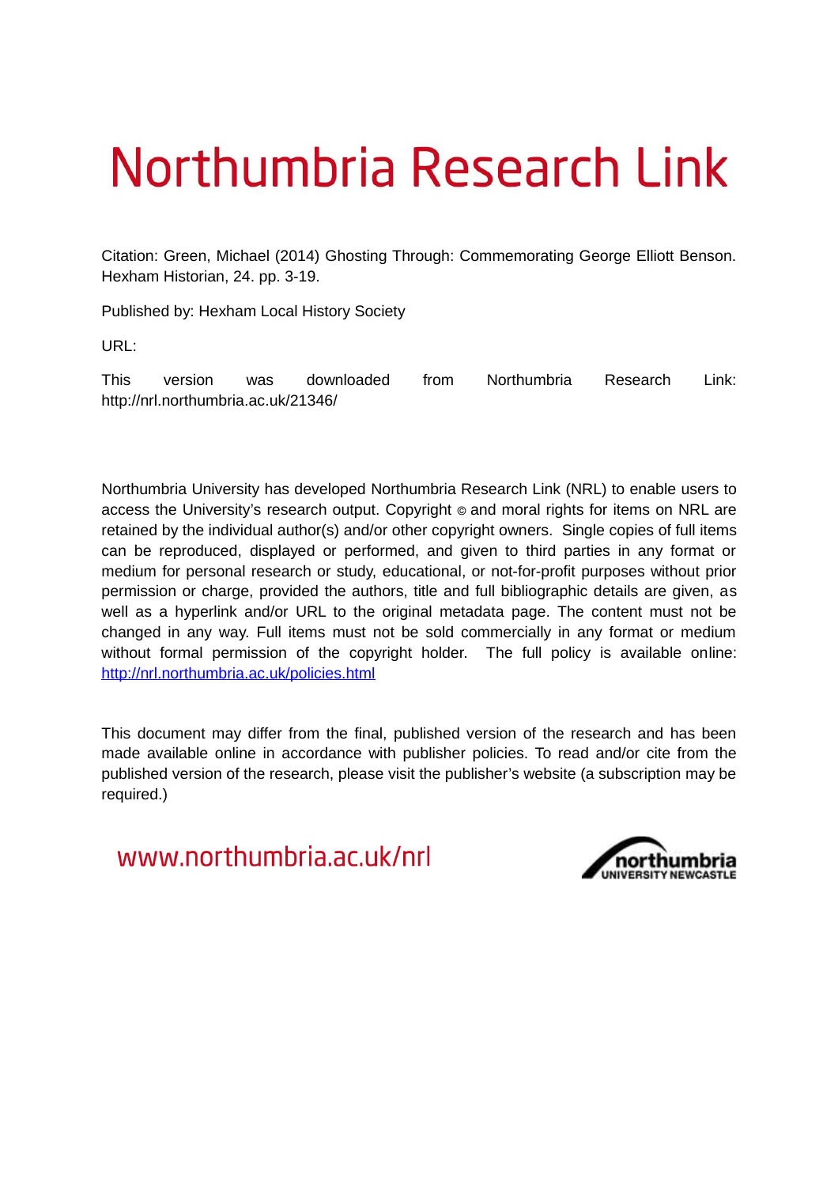# Northumbria Research Link

Citation: Green, Michael (2014) Ghosting Through: Commemorating George Elliott Benson. Hexham Historian, 24. pp. 3-19.

Published by: Hexham Local History Society

URL:

This version was downloaded from Northumbria Research Link: http://nrl.northumbria.ac.uk/21346/

Northumbria University has developed Northumbria Research Link (NRL) to enable users to access the University's research output. Copyright © and moral rights for items on NRL are retained by the individual author(s) and/or other copyright owners. Single copies of full items can be reproduced, displayed or performed, and given to third parties in any format or medium for personal research or study, educational, or not-for-profit purposes without prior permission or charge, provided the authors, title and full bibliographic details are given, as well as a hyperlink and/or URL to the original metadata page. The content must not be changed in any way. Full items must not be sold commercially in any format or medium without formal permission of the copyright holder. The full policy is available online: http://nrl.northumbria.ac.uk/policies.html

This document may differ from the final, published version of the research and has been made available online in accordance with publisher policies. To read and/or cite from the published version of the research, please visit the publisher's website (a subscription may be required.)

www.northumbria.ac.uk/nrl

northumbria UNIVERSITY NEWCASTLE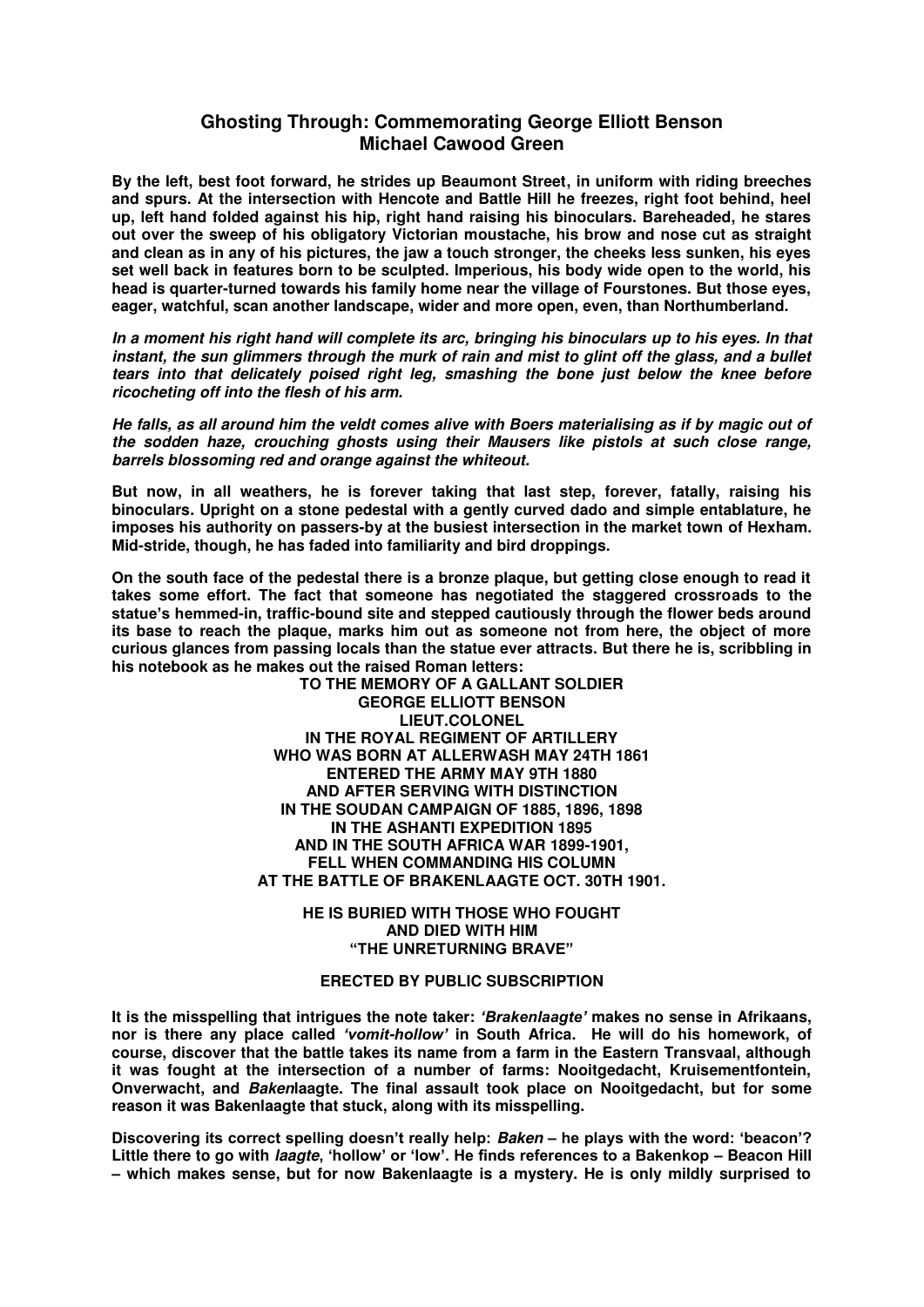## Ghosting Through: Commemorating George Elliott Benson
### Michael Cawood Green

**By the left, best foot forward, he strides up Beaumont Street, in uniform with riding breeches and spurs. At the intersection with Hencote and Battle Hill he freezes, right foot behind, heel up, left hand folded against his hip, right hand raising his binoculars. Bareheaded, he stares out over the sweep of his obligatory Victorian moustache, his brow and nose cut as straight and clean as in any of his pictures, the jaw a touch stronger, the cheeks less sunken, his eyes set well back in features born to be sculpted. Imperious, his body wide open to the world, his head is quarter-turned towards his family home near the village of Fourstones. But those eyes, eager, watchful, scan another landscape, wider and more open, even, than Northumberland.**

***In a moment his right hand will complete its arc, bringing his binoculars up to his eyes. In that instant, the sun glimmers through the murk of rain and mist to glint off the glass, and a bullet tears into that delicately poised right leg, smashing the bone just below the knee before ricocheting off into the flesh of his arm.***

***He falls, as all around him the veldt comes alive with Boers materialising as if by magic out of the sodden haze, crouching ghosts using their Mausers like pistols at such close range, barrels blossoming red and orange against the whiteout.***

**But now, in all weathers, he is forever taking that last step, forever, fatally, raising his binoculars. Upright on a stone pedestal with a gently curved dado and simple entablature, he imposes his authority on passers-by at the busiest intersection in the market town of Hexham. Mid-stride, though, he has faded into familiarity and bird droppings.**

**On the south face of the pedestal there is a bronze plaque, but getting close enough to read it takes some effort. The fact that someone has negotiated the staggered crossroads to the statue's hemmed-in, traffic-bound site and stepped cautiously through the flower beds around its base to reach the plaque, marks him out as someone not from here, the object of more curious glances from passing locals than the statue ever attracts. But there he is, scribbling in his notebook as he makes out the raised Roman letters:**

**TO THE MEMORY OF A GALLANT SOLDIER**
**GEORGE ELLIOTT BENSON**
**LIEUT.COLONEL**
**IN THE ROYAL REGIMENT OF ARTILLERY**
**WHO WAS BORN AT ALLERWASH MAY 24TH 1861**
**ENTERED THE ARMY MAY 9TH 1880**
**AND AFTER SERVING WITH DISTINCTION**
**IN THE SOUDAN CAMPAIGN OF 1885, 1896, 1898**
**IN THE ASHANTI EXPEDITION 1895**
**AND IN THE SOUTH AFRICA WAR 1899-1901,**
**FELL WHEN COMMANDING HIS COLUMN**
**AT THE BATTLE OF BRAKENLAAGTE OCT. 30TH 1901.**

**HE IS BURIED WITH THOSE WHO FOUGHT**
**AND DIED WITH HIM**
**"THE UNRETURNING BRAVE"**

**ERECTED BY PUBLIC SUBSCRIPTION**

**It is the misspelling that intrigues the note taker: *'Brakenlaagte'* makes no sense in Afrikaans, nor is there any place called *'vomit-hollow'* in South Africa. He will do his homework, of course, discover that the battle takes its name from a farm in the Eastern Transvaal, although it was fought at the intersection of a number of farms: Nooitgedacht, Kruisementfontein, Onverwacht, and *Baken*laagte. The final assault took place on Nooitgedacht, but for some reason it was Bakenlaagte that stuck, along with its misspelling.**

**Discovering its correct spelling doesn't really help: *Baken* – he plays with the word: 'beacon'? Little there to go with *laagte*, 'hollow' or 'low'. He finds references to a Bakenkop – Beacon Hill – which makes sense, but for now Bakenlaagte is a mystery. He is only mildly surprised to**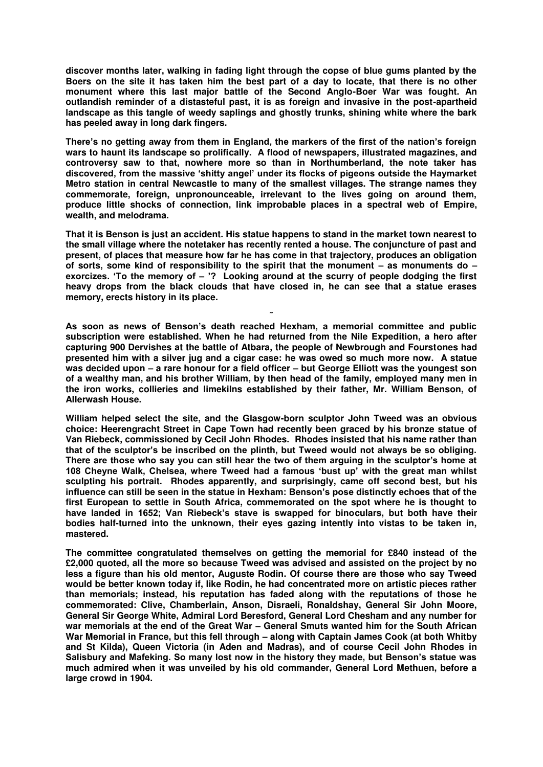**discover months later, walking in fading light through the copse of blue gums planted by the Boers on the site it has taken him the best part of a day to locate, that there is no other monument where this last major battle of the Second Anglo-Boer War was fought. An outlandish reminder of a distasteful past, it is as foreign and invasive in the post-apartheid landscape as this tangle of weedy saplings and ghostly trunks, shining white where the bark has peeled away in long dark fingers.**

**There's no getting away from them in England, the markers of the first of the nation's foreign wars to haunt its landscape so prolifically. A flood of newspapers, illustrated magazines, and controversy saw to that, nowhere more so than in Northumberland, the note taker has discovered, from the massive 'shitty angel' under its flocks of pigeons outside the Haymarket Metro station in central Newcastle to many of the smallest villages. The strange names they commemorate, foreign, unpronounceable, irrelevant to the lives going on around them, produce little shocks of connection, link improbable places in a spectral web of Empire, wealth, and melodrama.**

**That it is Benson is just an accident. His statue happens to stand in the market town nearest to the small village where the notetaker has recently rented a house. The conjuncture of past and present, of places that measure how far he has come in that trajectory, produces an obligation of sorts, some kind of responsibility to the spirit that the monument – as monuments do – exorcizes. 'To the memory of – '? Looking around at the scurry of people dodging the first heavy drops from the black clouds that have closed in, he can see that a statue erases memory, erects history in its place.**

**~**

**As soon as news of Benson's death reached Hexham, a memorial committee and public subscription were established. When he had returned from the Nile Expedition, a hero after capturing 900 Dervishes at the battle of Atbara, the people of Newbrough and Fourstones had presented him with a silver jug and a cigar case: he was owed so much more now. A statue was decided upon – a rare honour for a field officer – but George Elliott was the youngest son of a wealthy man, and his brother William, by then head of the family, employed many men in the iron works, collieries and limekilns established by their father, Mr. William Benson, of Allerwash House.**

**William helped select the site, and the Glasgow-born sculptor John Tweed was an obvious choice: Heerengracht Street in Cape Town had recently been graced by his bronze statue of Van Riebeck, commissioned by Cecil John Rhodes. Rhodes insisted that his name rather than that of the sculptor's be inscribed on the plinth, but Tweed would not always be so obliging. There are those who say you can still hear the two of them arguing in the sculptor's home at 108 Cheyne Walk, Chelsea, where Tweed had a famous 'bust up' with the great man whilst sculpting his portrait. Rhodes apparently, and surprisingly, came off second best, but his influence can still be seen in the statue in Hexham: Benson's pose distinctly echoes that of the first European to settle in South Africa, commemorated on the spot where he is thought to have landed in 1652; Van Riebeck's stave is swapped for binoculars, but both have their bodies half-turned into the unknown, their eyes gazing intently into vistas to be taken in, mastered.**

**The committee congratulated themselves on getting the memorial for £840 instead of the £2,000 quoted, all the more so because Tweed was advised and assisted on the project by no less a figure than his old mentor, Auguste Rodin. Of course there are those who say Tweed would be better known today if, like Rodin, he had concentrated more on artistic pieces rather than memorials; instead, his reputation has faded along with the reputations of those he commemorated: Clive, Chamberlain, Anson, Disraeli, Ronaldshay, General Sir John Moore, General Sir George White, Admiral Lord Beresford, General Lord Chesham and any number for war memorials at the end of the Great War – General Smuts wanted him for the South African War Memorial in France, but this fell through – along with Captain James Cook (at both Whitby and St Kilda), Queen Victoria (in Aden and Madras), and of course Cecil John Rhodes in Salisbury and Mafeking. So many lost now in the history they made, but Benson's statue was much admired when it was unveiled by his old commander, General Lord Methuen, before a large crowd in 1904.**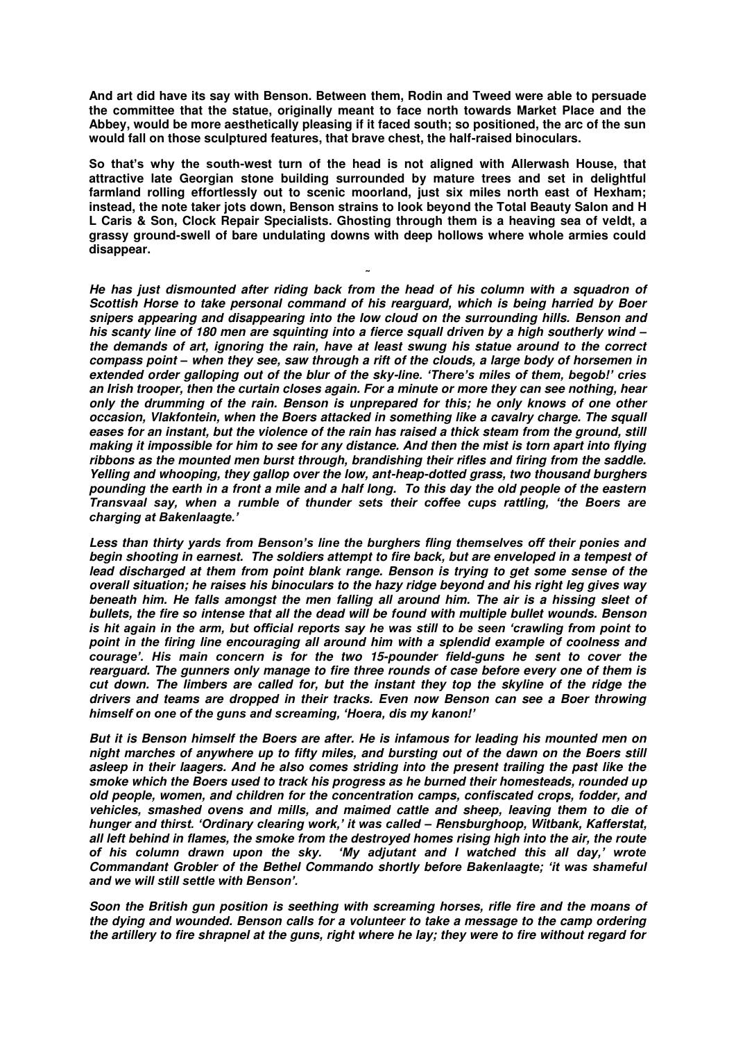**And art did have its say with Benson. Between them, Rodin and Tweed were able to persuade the committee that the statue, originally meant to face north towards Market Place and the Abbey, would be more aesthetically pleasing if it faced south; so positioned, the arc of the sun would fall on those sculptured features, that brave chest, the half-raised binoculars.**

**So that's why the south-west turn of the head is not aligned with Allerwash House, that attractive late Georgian stone building surrounded by mature trees and set in delightful farmland rolling effortlessly out to scenic moorland, just six miles north east of Hexham; instead, the note taker jots down, Benson strains to look beyond the Total Beauty Salon and H L Caris & Son, Clock Repair Specialists. Ghosting through them is a heaving sea of veldt, a grassy ground-swell of bare undulating downs with deep hollows where whole armies could disappear.**

~

***He has just dismounted after riding back from the head of his column with a squadron of Scottish Horse to take personal command of his rearguard, which is being harried by Boer snipers appearing and disappearing into the low cloud on the surrounding hills. Benson and his scanty line of 180 men are squinting into a fierce squall driven by a high southerly wind – the demands of art, ignoring the rain, have at least swung his statue around to the correct compass point – when they see, saw through a rift of the clouds, a large body of horsemen in extended order galloping out of the blur of the sky-line. 'There's miles of them, begob!' cries an Irish trooper, then the curtain closes again. For a minute or more they can see nothing, hear only the drumming of the rain. Benson is unprepared for this; he only knows of one other occasion, Vlakfontein, when the Boers attacked in something like a cavalry charge. The squall eases for an instant, but the violence of the rain has raised a thick steam from the ground, still making it impossible for him to see for any distance. And then the mist is torn apart into flying ribbons as the mounted men burst through, brandishing their rifles and firing from the saddle. Yelling and whooping, they gallop over the low, ant-heap-dotted grass, two thousand burghers pounding the earth in a front a mile and a half long. To this day the old people of the eastern Transvaal say, when a rumble of thunder sets their coffee cups rattling, 'the Boers are charging at Bakenlaagte.'***

***Less than thirty yards from Benson's line the burghers fling themselves off their ponies and begin shooting in earnest. The soldiers attempt to fire back, but are enveloped in a tempest of lead discharged at them from point blank range. Benson is trying to get some sense of the overall situation; he raises his binoculars to the hazy ridge beyond and his right leg gives way beneath him. He falls amongst the men falling all around him. The air is a hissing sleet of bullets, the fire so intense that all the dead will be found with multiple bullet wounds. Benson is hit again in the arm, but official reports say he was still to be seen 'crawling from point to point in the firing line encouraging all around him with a splendid example of coolness and courage'. His main concern is for the two 15-pounder field-guns he sent to cover the rearguard. The gunners only manage to fire three rounds of case before every one of them is cut down. The limbers are called for, but the instant they top the skyline of the ridge the drivers and teams are dropped in their tracks. Even now Benson can see a Boer throwing himself on one of the guns and screaming, 'Hoera, dis my kanon!'***

***But it is Benson himself the Boers are after. He is infamous for leading his mounted men on night marches of anywhere up to fifty miles, and bursting out of the dawn on the Boers still asleep in their laagers. And he also comes striding into the present trailing the past like the smoke which the Boers used to track his progress as he burned their homesteads, rounded up old people, women, and children for the concentration camps, confiscated crops, fodder, and vehicles, smashed ovens and mills, and maimed cattle and sheep, leaving them to die of hunger and thirst. 'Ordinary clearing work,' it was called – Rensburghoop, Witbank, Kafferstat, all left behind in flames, the smoke from the destroyed homes rising high into the air, the route of his column drawn upon the sky. 'My adjutant and I watched this all day,' wrote Commandant Grobler of the Bethel Commando shortly before Bakenlaagte; 'it was shameful and we will still settle with Benson'.***

***Soon the British gun position is seething with screaming horses, rifle fire and the moans of the dying and wounded. Benson calls for a volunteer to take a message to the camp ordering the artillery to fire shrapnel at the guns, right where he lay; they were to fire without regard for***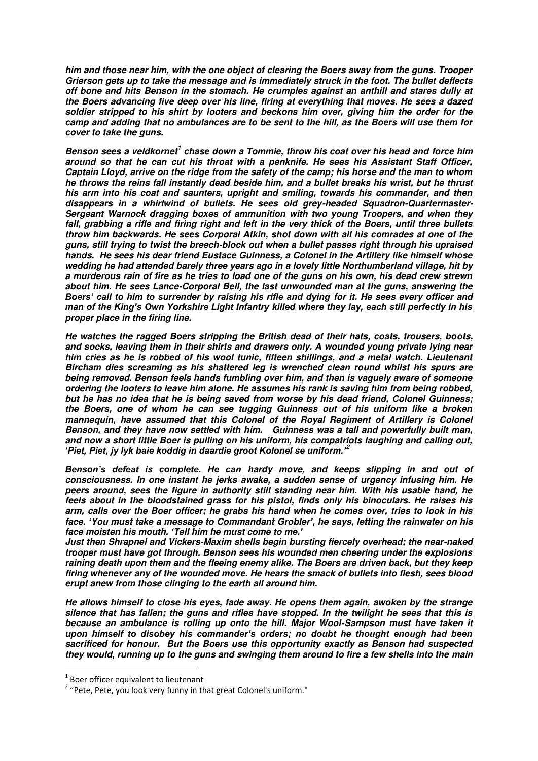***him and those near him, with the one object of clearing the Boers away from the guns. Trooper Grierson gets up to take the message and is immediately struck in the foot. The bullet deflects off bone and hits Benson in the stomach. He crumples against an anthill and stares dully at the Boers advancing five deep over his line, firing at everything that moves. He sees a dazed soldier stripped to his shirt by looters and beckons him over, giving him the order for the camp and adding that no ambulances are to be sent to the hill, as the Boers will use them for cover to take the guns.***

***Benson sees a veldkornet[1] chase down a Tommie, throw his coat over his head and force him around so that he can cut his throat with a penknife. He sees his Assistant Staff Officer, Captain Lloyd, arrive on the ridge from the safety of the camp; his horse and the man to whom he throws the reins fall instantly dead beside him, and a bullet breaks his wrist, but he thrust his arm into his coat and saunters, upright and smiling, towards his commander, and then disappears in a whirlwind of bullets. He sees old grey-headed Squadron-Quartermaster-Sergeant Warnock dragging boxes of ammunition with two young Troopers, and when they fall, grabbing a rifle and firing right and left in the very thick of the Boers, until three bullets throw him backwards. He sees Corporal Atkin, shot down with all his comrades at one of the guns, still trying to twist the breech-block out when a bullet passes right through his upraised hands. He sees his dear friend Eustace Guinness, a Colonel in the Artillery like himself whose wedding he had attended barely three years ago in a lovely little Northumberland village, hit by a murderous rain of fire as he tries to load one of the guns on his own, his dead crew strewn about him. He sees Lance-Corporal Bell, the last unwounded man at the guns, answering the Boers' call to him to surrender by raising his rifle and dying for it. He sees every officer and man of the King's Own Yorkshire Light Infantry killed where they lay, each still perfectly in his proper place in the firing line.***

***He watches the ragged Boers stripping the British dead of their hats, coats, trousers, boots, and socks, leaving them in their shirts and drawers only. A wounded young private lying near him cries as he is robbed of his wool tunic, fifteen shillings, and a metal watch. Lieutenant Bircham dies screaming as his shattered leg is wrenched clean round whilst his spurs are being removed. Benson feels hands fumbling over him, and then is vaguely aware of someone ordering the looters to leave him alone. He assumes his rank is saving him from being robbed, but he has no idea that he is being saved from worse by his dead friend, Colonel Guinness; the Boers, one of whom he can see tugging Guinness out of his uniform like a broken mannequin, have assumed that this Colonel of the Royal Regiment of Artillery is Colonel Benson, and they have now settled with him. Guinness was a tall and powerfully built man, and now a short little Boer is pulling on his uniform, his compatriots laughing and calling out, 'Piet, Piet, jy lyk baie koddig in daardie groot Kolonel se uniform.'[2]***

***Benson's defeat is complete. He can hardy move, and keeps slipping in and out of consciousness. In one instant he jerks awake, a sudden sense of urgency infusing him. He peers around, sees the figure in authority still standing near him. With his usable hand, he feels about in the bloodstained grass for his pistol, finds only his binoculars. He raises his arm, calls over the Boer officer; he grabs his hand when he comes over, tries to look in his face. 'You must take a message to Commandant Grobler', he says, letting the rainwater on his face moisten his mouth. 'Tell him he must come to me.'***

***Just then Shrapnel and Vickers-Maxim shells begin bursting fiercely overhead; the near-naked trooper must have got through. Benson sees his wounded men cheering under the explosions raining death upon them and the fleeing enemy alike. The Boers are driven back, but they keep firing whenever any of the wounded move. He hears the smack of bullets into flesh, sees blood erupt anew from those clinging to the earth all around him.***

***He allows himself to close his eyes, fade away. He opens them again, awoken by the strange silence that has fallen; the guns and rifles have stopped. In the twilight he sees that this is because an ambulance is rolling up onto the hill. Major Wool-Sampson must have taken it upon himself to disobey his commander's orders; no doubt he thought enough had been sacrificed for honour. But the Boers use this opportunity exactly as Benson had suspected they would, running up to the guns and swinging them around to fire a few shells into the main***

---

[1] Boer officer equivalent to lieutenant

[2] "Pete, Pete, you look very funny in that great Colonel's uniform."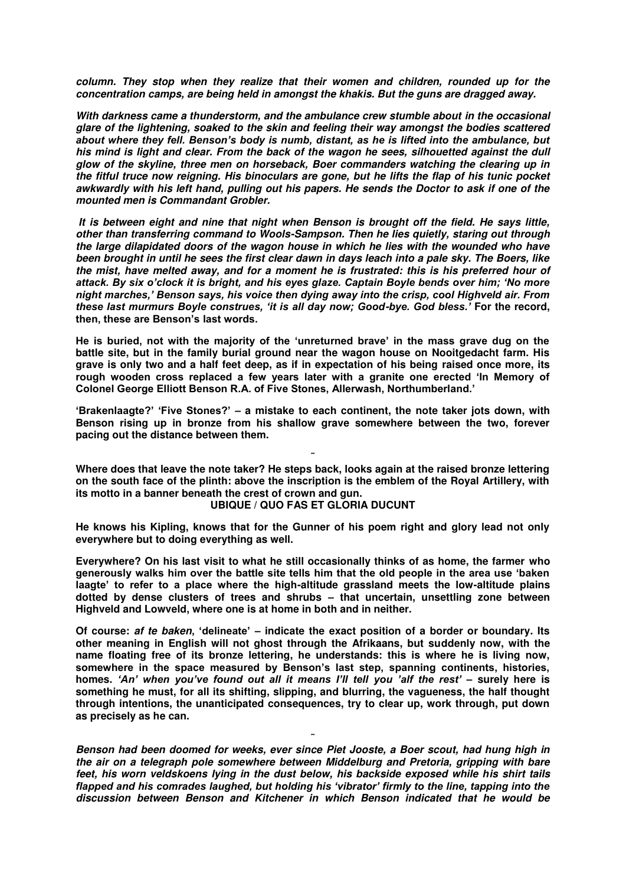***column. They stop when they realize that their women and children, rounded up for the concentration camps, are being held in amongst the khakis. But the guns are dragged away.***

***With darkness came a thunderstorm, and the ambulance crew stumble about in the occasional glare of the lightening, soaked to the skin and feeling their way amongst the bodies scattered about where they fell. Benson's body is numb, distant, as he is lifted into the ambulance, but his mind is light and clear. From the back of the wagon he sees, silhouetted against the dull glow of the skyline, three men on horseback, Boer commanders watching the clearing up in the fitful truce now reigning. His binoculars are gone, but he lifts the flap of his tunic pocket awkwardly with his left hand, pulling out his papers. He sends the Doctor to ask if one of the mounted men is Commandant Grobler.***

***It is between eight and nine that night when Benson is brought off the field. He says little, other than transferring command to Wools-Sampson. Then he lies quietly, staring out through the large dilapidated doors of the wagon house in which he lies with the wounded who have been brought in until he sees the first clear dawn in days leach into a pale sky. The Boers, like the mist, have melted away, and for a moment he is frustrated: this is his preferred hour of attack. By six o'clock it is bright, and his eyes glaze. Captain Boyle bends over him; 'No more night marches,' Benson says, his voice then dying away into the crisp, cool Highveld air. From these last murmurs Boyle construes, 'it is all day now; Good-bye. God bless.'*** **For the record, then, these are Benson's last words.**

**He is buried, not with the majority of the 'unreturned brave' in the mass grave dug on the battle site, but in the family burial ground near the wagon house on Nooitgedacht farm. His grave is only two and a half feet deep, as if in expectation of his being raised once more, its rough wooden cross replaced a few years later with a granite one erected 'In Memory of Colonel George Elliott Benson R.A. of Five Stones, Allerwash, Northumberland.'**

**'Brakenlaagte?' 'Five Stones?' – a mistake to each continent, the note taker jots down, with Benson rising up in bronze from his shallow grave somewhere between the two, forever pacing out the distance between them.**

~

**Where does that leave the note taker? He steps back, looks again at the raised bronze lettering on the south face of the plinth: above the inscription is the emblem of the Royal Artillery, with its motto in a banner beneath the crest of crown and gun.**

**UBIQUE / QUO FAS ET GLORIA DUCUNT**

**He knows his Kipling, knows that for the Gunner of his poem right and glory lead not only everywhere but to doing everything as well.**

**Everywhere? On his last visit to what he still occasionally thinks of as home, the farmer who generously walks him over the battle site tells him that the old people in the area use 'baken laagte' to refer to a place where the high-altitude grassland meets the low-altitude plains dotted by dense clusters of trees and shrubs – that uncertain, unsettling zone between Highveld and Lowveld, where one is at home in both and in neither.**

**Of course: *af te baken*, 'delineate' – indicate the exact position of a border or boundary. Its other meaning in English will not ghost through the Afrikaans, but suddenly now, with the name floating free of its bronze lettering, he understands: this is where he is living now, somewhere in the space measured by Benson's last step, spanning continents, histories, homes. *'An' when you've found out all it means I'll tell you 'alf the rest'* – surely here is something he must, for all its shifting, slipping, and blurring, the vagueness, the half thought through intentions, the unanticipated consequences, try to clear up, work through, put down as precisely as he can.**

~

***Benson had been doomed for weeks, ever since Piet Jooste, a Boer scout, had hung high in the air on a telegraph pole somewhere between Middelburg and Pretoria, gripping with bare feet, his worn veldskoens lying in the dust below, his backside exposed while his shirt tails flapped and his comrades laughed, but holding his 'vibrator' firmly to the line, tapping into the discussion between Benson and Kitchener in which Benson indicated that he would be***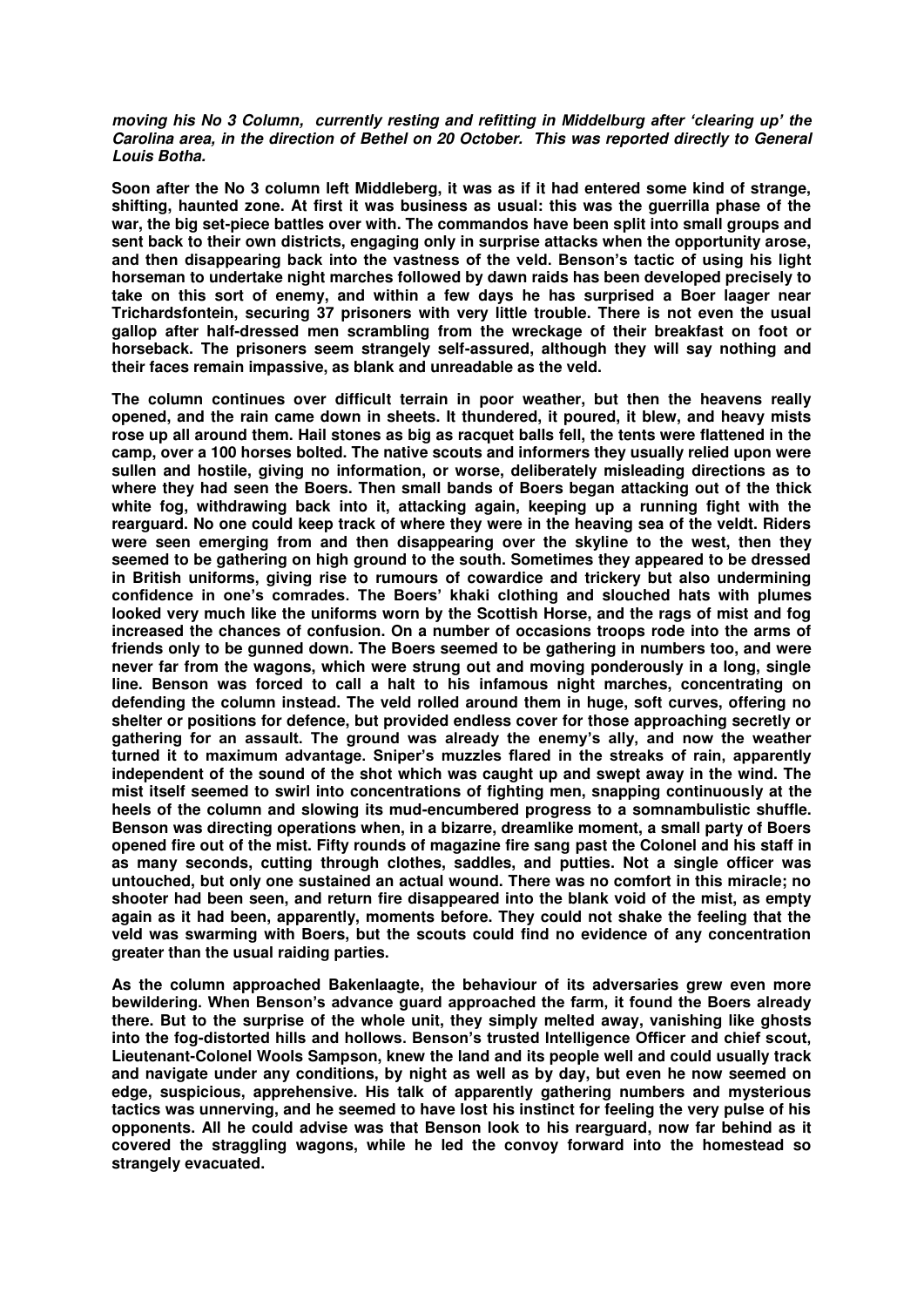***moving his No 3 Column, currently resting and refitting in Middelburg after 'clearing up' the Carolina area, in the direction of Bethel on 20 October. This was reported directly to General Louis Botha.***

**Soon after the No 3 column left Middleberg, it was as if it had entered some kind of strange, shifting, haunted zone. At first it was business as usual: this was the guerrilla phase of the war, the big set-piece battles over with. The commandos have been split into small groups and sent back to their own districts, engaging only in surprise attacks when the opportunity arose, and then disappearing back into the vastness of the veld. Benson's tactic of using his light horseman to undertake night marches followed by dawn raids has been developed precisely to take on this sort of enemy, and within a few days he has surprised a Boer laager near Trichardsfontein, securing 37 prisoners with very little trouble. There is not even the usual gallop after half-dressed men scrambling from the wreckage of their breakfast on foot or horseback. The prisoners seem strangely self-assured, although they will say nothing and their faces remain impassive, as blank and unreadable as the veld.**

**The column continues over difficult terrain in poor weather, but then the heavens really opened, and the rain came down in sheets. It thundered, it poured, it blew, and heavy mists rose up all around them. Hail stones as big as racquet balls fell, the tents were flattened in the camp, over a 100 horses bolted. The native scouts and informers they usually relied upon were sullen and hostile, giving no information, or worse, deliberately misleading directions as to where they had seen the Boers. Then small bands of Boers began attacking out of the thick white fog, withdrawing back into it, attacking again, keeping up a running fight with the rearguard. No one could keep track of where they were in the heaving sea of the veldt. Riders were seen emerging from and then disappearing over the skyline to the west, then they seemed to be gathering on high ground to the south. Sometimes they appeared to be dressed in British uniforms, giving rise to rumours of cowardice and trickery but also undermining confidence in one's comrades. The Boers' khaki clothing and slouched hats with plumes looked very much like the uniforms worn by the Scottish Horse, and the rags of mist and fog increased the chances of confusion. On a number of occasions troops rode into the arms of friends only to be gunned down. The Boers seemed to be gathering in numbers too, and were never far from the wagons, which were strung out and moving ponderously in a long, single line. Benson was forced to call a halt to his infamous night marches, concentrating on defending the column instead. The veld rolled around them in huge, soft curves, offering no shelter or positions for defence, but provided endless cover for those approaching secretly or gathering for an assault. The ground was already the enemy's ally, and now the weather turned it to maximum advantage. Sniper's muzzles flared in the streaks of rain, apparently independent of the sound of the shot which was caught up and swept away in the wind. The mist itself seemed to swirl into concentrations of fighting men, snapping continuously at the heels of the column and slowing its mud-encumbered progress to a somnambulistic shuffle. Benson was directing operations when, in a bizarre, dreamlike moment, a small party of Boers opened fire out of the mist. Fifty rounds of magazine fire sang past the Colonel and his staff in as many seconds, cutting through clothes, saddles, and putties. Not a single officer was untouched, but only one sustained an actual wound. There was no comfort in this miracle; no shooter had been seen, and return fire disappeared into the blank void of the mist, as empty again as it had been, apparently, moments before. They could not shake the feeling that the veld was swarming with Boers, but the scouts could find no evidence of any concentration greater than the usual raiding parties.**

**As the column approached Bakenlaagte, the behaviour of its adversaries grew even more bewildering. When Benson's advance guard approached the farm, it found the Boers already there. But to the surprise of the whole unit, they simply melted away, vanishing like ghosts into the fog-distorted hills and hollows. Benson's trusted Intelligence Officer and chief scout, Lieutenant-Colonel Wools Sampson, knew the land and its people well and could usually track and navigate under any conditions, by night as well as by day, but even he now seemed on edge, suspicious, apprehensive. His talk of apparently gathering numbers and mysterious tactics was unnerving, and he seemed to have lost his instinct for feeling the very pulse of his opponents. All he could advise was that Benson look to his rearguard, now far behind as it covered the straggling wagons, while he led the convoy forward into the homestead so strangely evacuated.**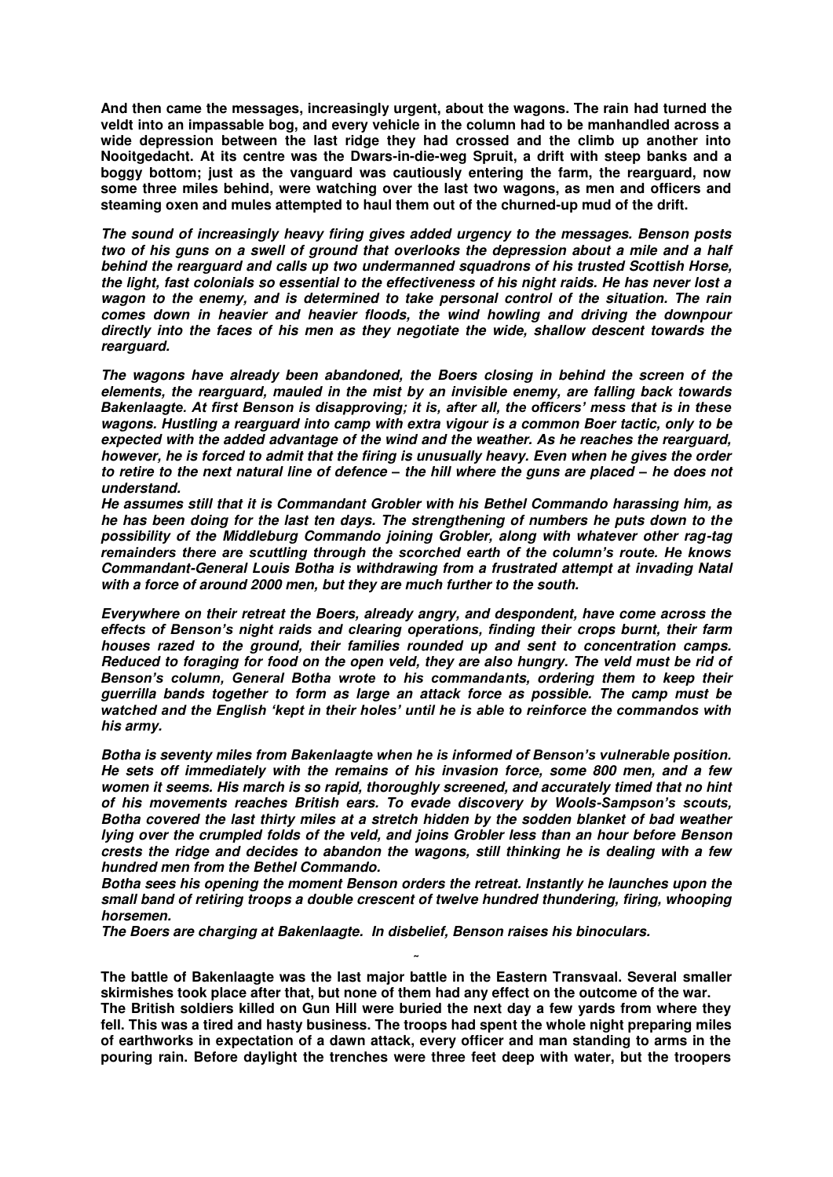**And then came the messages, increasingly urgent, about the wagons. The rain had turned the veldt into an impassable bog, and every vehicle in the column had to be manhandled across a wide depression between the last ridge they had crossed and the climb up another into Nooitgedacht. At its centre was the Dwars-in-die-weg Spruit, a drift with steep banks and a boggy bottom; just as the vanguard was cautiously entering the farm, the rearguard, now some three miles behind, were watching over the last two wagons, as men and officers and steaming oxen and mules attempted to haul them out of the churned-up mud of the drift.**

***The sound of increasingly heavy firing gives added urgency to the messages. Benson posts two of his guns on a swell of ground that overlooks the depression about a mile and a half behind the rearguard and calls up two undermanned squadrons of his trusted Scottish Horse, the light, fast colonials so essential to the effectiveness of his night raids. He has never lost a wagon to the enemy, and is determined to take personal control of the situation. The rain comes down in heavier and heavier floods, the wind howling and driving the downpour directly into the faces of his men as they negotiate the wide, shallow descent towards the rearguard.***

***The wagons have already been abandoned, the Boers closing in behind the screen of the elements, the rearguard, mauled in the mist by an invisible enemy, are falling back towards Bakenlaagte. At first Benson is disapproving; it is, after all, the officers' mess that is in these wagons. Hustling a rearguard into camp with extra vigour is a common Boer tactic, only to be expected with the added advantage of the wind and the weather. As he reaches the rearguard, however, he is forced to admit that the firing is unusually heavy. Even when he gives the order to retire to the next natural line of defence – the hill where the guns are placed – he does not understand.***

***He assumes still that it is Commandant Grobler with his Bethel Commando harassing him, as he has been doing for the last ten days. The strengthening of numbers he puts down to the possibility of the Middleburg Commando joining Grobler, along with whatever other rag-tag remainders there are scuttling through the scorched earth of the column's route. He knows Commandant-General Louis Botha is withdrawing from a frustrated attempt at invading Natal with a force of around 2000 men, but they are much further to the south.***

***Everywhere on their retreat the Boers, already angry, and despondent, have come across the effects of Benson's night raids and clearing operations, finding their crops burnt, their farm houses razed to the ground, their families rounded up and sent to concentration camps. Reduced to foraging for food on the open veld, they are also hungry. The veld must be rid of Benson's column, General Botha wrote to his commandants, ordering them to keep their guerrilla bands together to form as large an attack force as possible. The camp must be watched and the English 'kept in their holes' until he is able to reinforce the commandos with his army.***

***Botha is seventy miles from Bakenlaagte when he is informed of Benson's vulnerable position. He sets off immediately with the remains of his invasion force, some 800 men, and a few women it seems. His march is so rapid, thoroughly screened, and accurately timed that no hint of his movements reaches British ears. To evade discovery by Wools-Sampson's scouts, Botha covered the last thirty miles at a stretch hidden by the sodden blanket of bad weather lying over the crumpled folds of the veld, and joins Grobler less than an hour before Benson crests the ridge and decides to abandon the wagons, still thinking he is dealing with a few hundred men from the Bethel Commando.***

***Botha sees his opening the moment Benson orders the retreat. Instantly he launches upon the small band of retiring troops a double crescent of twelve hundred thundering, firing, whooping horsemen.***

***The Boers are charging at Bakenlaagte. In disbelief, Benson raises his binoculars.***

~

**The battle of Bakenlaagte was the last major battle in the Eastern Transvaal. Several smaller skirmishes took place after that, but none of them had any effect on the outcome of the war.**

**The British soldiers killed on Gun Hill were buried the next day a few yards from where they fell. This was a tired and hasty business. The troops had spent the whole night preparing miles of earthworks in expectation of a dawn attack, every officer and man standing to arms in the pouring rain. Before daylight the trenches were three feet deep with water, but the troopers**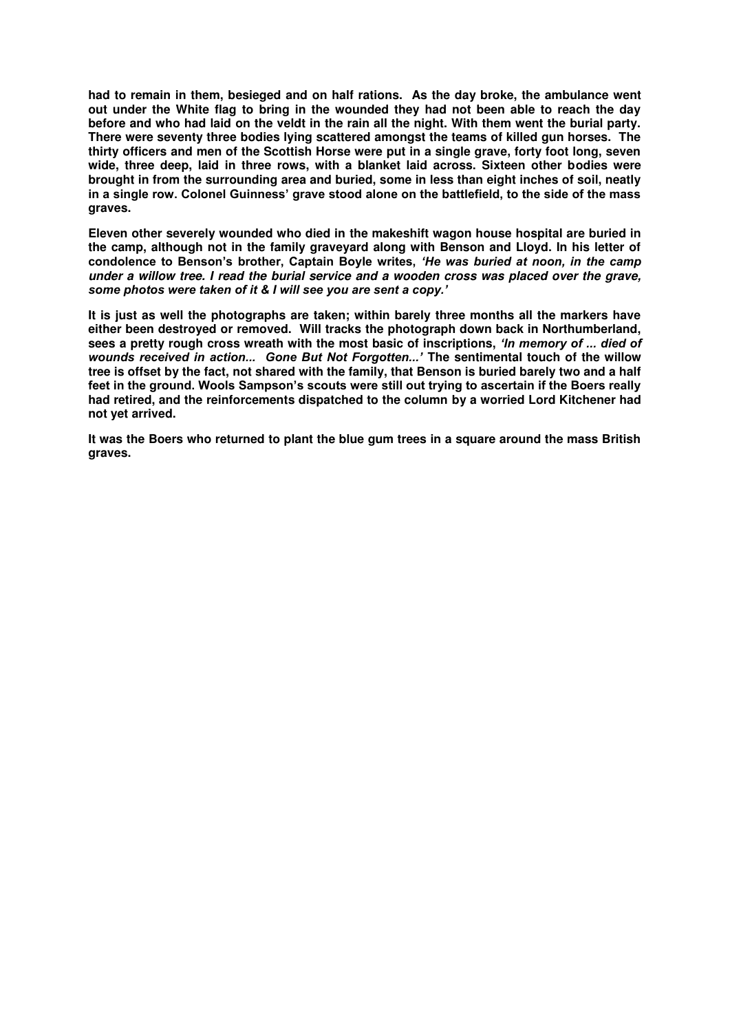**had to remain in them, besieged and on half rations. As the day broke, the ambulance went out under the White flag to bring in the wounded they had not been able to reach the day before and who had laid on the veldt in the rain all the night. With them went the burial party. There were seventy three bodies lying scattered amongst the teams of killed gun horses. The thirty officers and men of the Scottish Horse were put in a single grave, forty foot long, seven wide, three deep, laid in three rows, with a blanket laid across. Sixteen other bodies were brought in from the surrounding area and buried, some in less than eight inches of soil, neatly in a single row. Colonel Guinness' grave stood alone on the battlefield, to the side of the mass graves.**

**Eleven other severely wounded who died in the makeshift wagon house hospital are buried in the camp, although not in the family graveyard along with Benson and Lloyd. In his letter of condolence to Benson's brother, Captain Boyle writes, *'He was buried at noon, in the camp under a willow tree. I read the burial service and a wooden cross was placed over the grave, some photos were taken of it & I will see you are sent a copy.'***

**It is just as well the photographs are taken; within barely three months all the markers have either been destroyed or removed. Will tracks the photograph down back in Northumberland, sees a pretty rough cross wreath with the most basic of inscriptions, *'In memory of ... died of wounds received in action... Gone But Not Forgotten...'* The sentimental touch of the willow tree is offset by the fact, not shared with the family, that Benson is buried barely two and a half feet in the ground. Wools Sampson's scouts were still out trying to ascertain if the Boers really had retired, and the reinforcements dispatched to the column by a worried Lord Kitchener had not yet arrived.**

**It was the Boers who returned to plant the blue gum trees in a square around the mass British graves.**